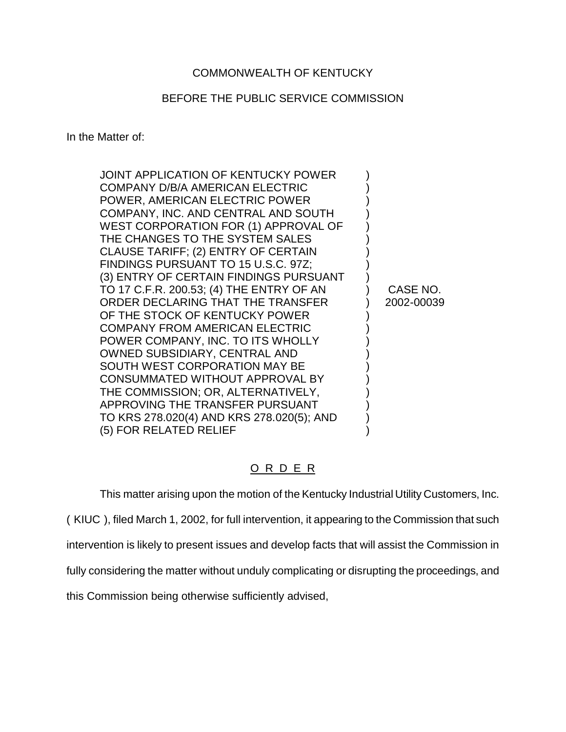COMMONWEALTH OF KENTUCKY

BEFORE THE PUBLIC SERVICE COMMISSION

In the Matter of:

| | | |
|---|---|---|
| JOINT APPLICATION OF KENTUCKY POWER COMPANY D/B/A AMERICAN ELECTRIC POWER, AMERICAN ELECTRIC POWER COMPANY, INC. AND CENTRAL AND SOUTH WEST CORPORATION FOR (1) APPROVAL OF THE CHANGES TO THE SYSTEM SALES CLAUSE TARIFF; (2) ENTRY OF CERTAIN FINDINGS PURSUANT TO 15 U.S.C. 97Z; (3) ENTRY OF CERTAIN FINDINGS PURSUANT TO 17 C.F.R. 200.53; (4) THE ENTRY OF AN ORDER DECLARING THAT THE TRANSFER OF THE STOCK OF KENTUCKY POWER COMPANY FROM AMERICAN ELECTRIC POWER COMPANY, INC. TO ITS WHOLLY OWNED SUBSIDIARY, CENTRAL AND SOUTH WEST CORPORATION MAY BE CONSUMMATED WITHOUT APPROVAL BY THE COMMISSION; OR, ALTERNATIVELY, APPROVING THE TRANSFER PURSUANT TO KRS 278.020(4) AND KRS 278.020(5); AND (5) FOR RELATED RELIEF | ) | CASE NO. 2002-00039 |

## O R D E R

This matter arising upon the motion of the Kentucky Industrial Utility Customers, Inc. ( KIUC ), filed March 1, 2002, for full intervention, it appearing to the Commission that such intervention is likely to present issues and develop facts that will assist the Commission in fully considering the matter without unduly complicating or disrupting the proceedings, and this Commission being otherwise sufficiently advised,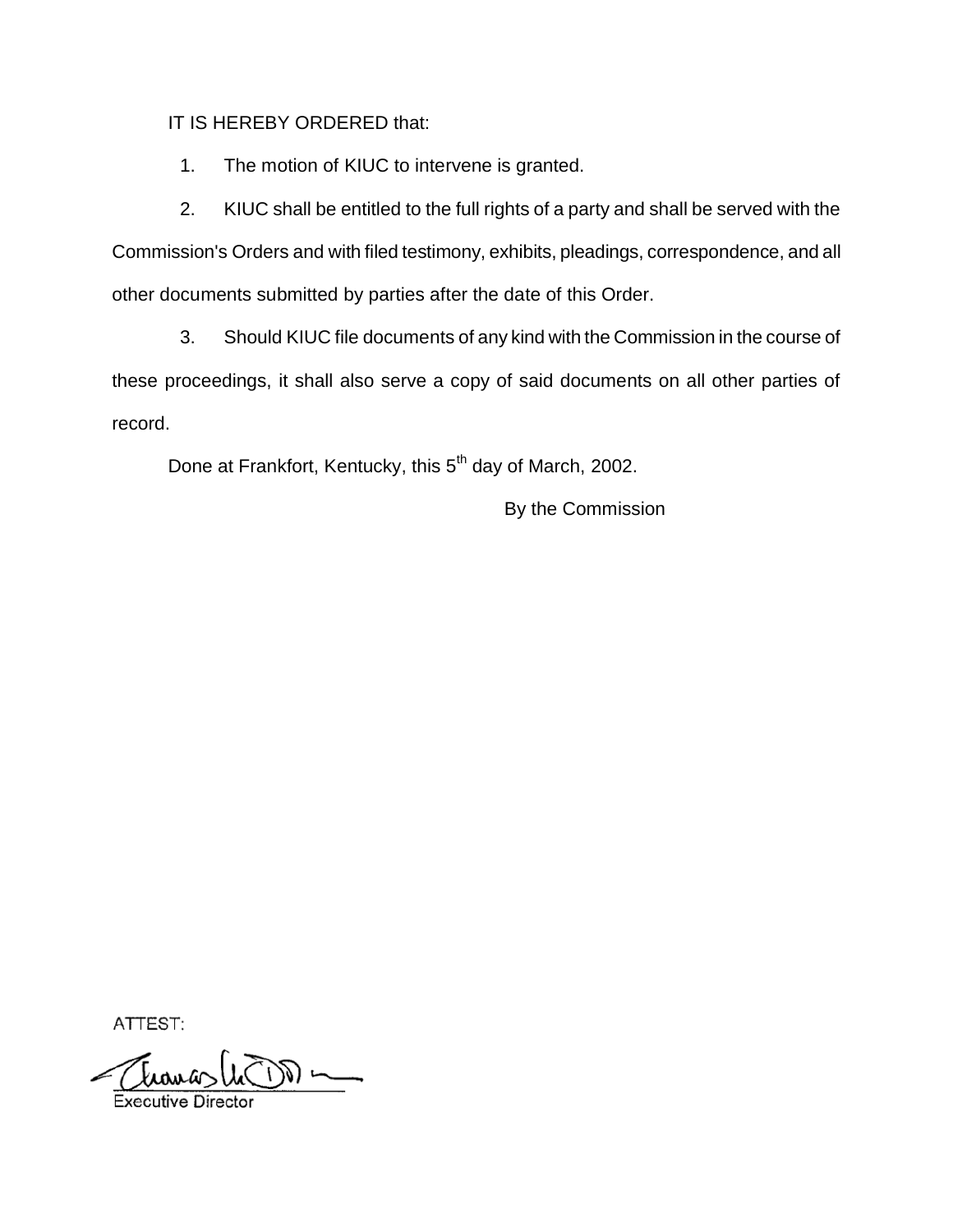IT IS HEREBY ORDERED that:

1. The motion of KIUC to intervene is granted.

2. KIUC shall be entitled to the full rights of a party and shall be served with the Commission's Orders and with filed testimony, exhibits, pleadings, correspondence, and all other documents submitted by parties after the date of this Order.

3. Should KIUC file documents of any kind with the Commission in the course of these proceedings, it shall also serve a copy of said documents on all other parties of record.

Done at Frankfort, Kentucky, this 5th day of March, 2002.

By the Commission

ATTEST:

Executive Director